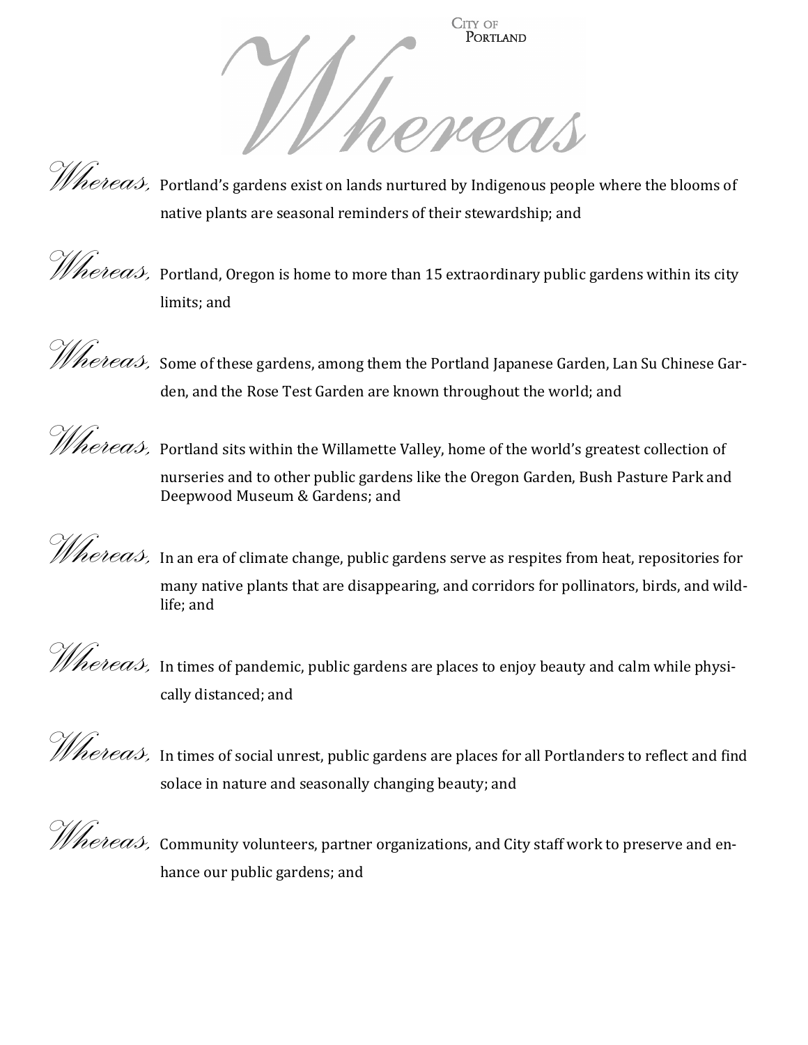City of Portland

# Whereas

*Whereas,* Portland's gardens exist on lands nurtured by Indigenous people where the blooms of native plants are seasonal reminders of their stewardship; and

*Whereas,* Portland, Oregon is home to more than 15 extraordinary public gardens within its city limits; and

*Whereas,* Some of these gardens, among them the Portland Japanese Garden, Lan Su Chinese Garden, and the Rose Test Garden are known throughout the world; and

*Whereas,* Portland sits within the Willamette Valley, home of the world's greatest collection of nurseries and to other public gardens like the Oregon Garden, Bush Pasture Park and Deepwood Museum & Gardens; and

*Whereas,* In an era of climate change, public gardens serve as respites from heat, repositories for many native plants that are disappearing, and corridors for pollinators, birds, and wildlife; and

*Whereas,* In times of pandemic, public gardens are places to enjoy beauty and calm while physically distanced; and

*Whereas,* In times of social unrest, public gardens are places for all Portlanders to reflect and find solace in nature and seasonally changing beauty; and

*Whereas,* Community volunteers, partner organizations, and City staff work to preserve and enhance our public gardens; and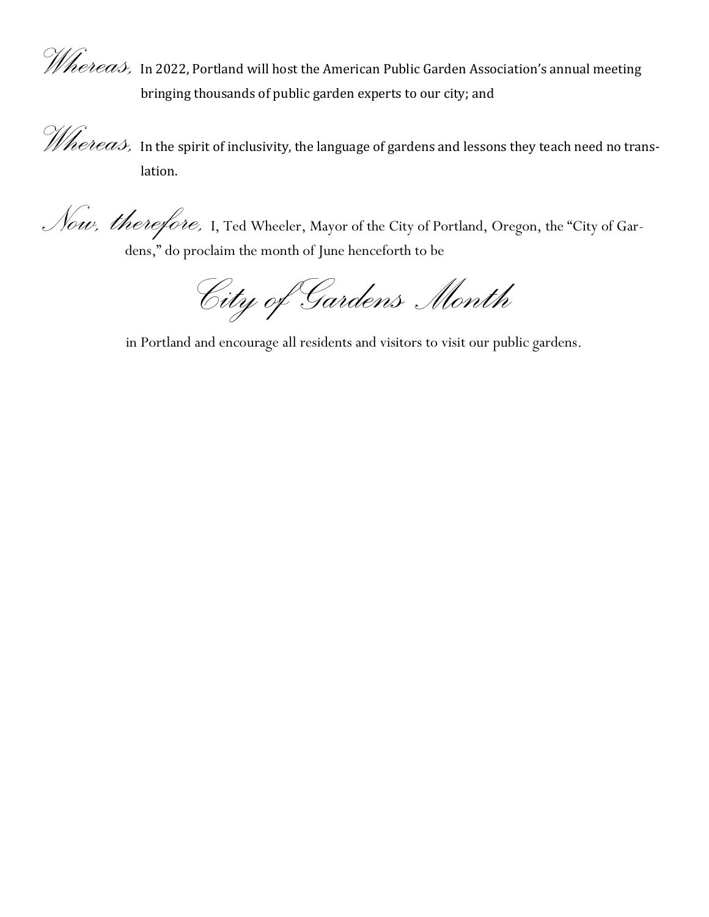*Whereas,* In 2022, Portland will host the American Public Garden Association's annual meeting bringing thousands of public garden experts to our city; and

*Whereas,* In the spirit of inclusivity, the language of gardens and lessons they teach need no translation.

*Now, therefore,* I, Ted Wheeler, Mayor of the City of Portland, Oregon, the "City of Gardens," do proclaim the month of June henceforth to be

*City of Gardens Month*

in Portland and encourage all residents and visitors to visit our public gardens.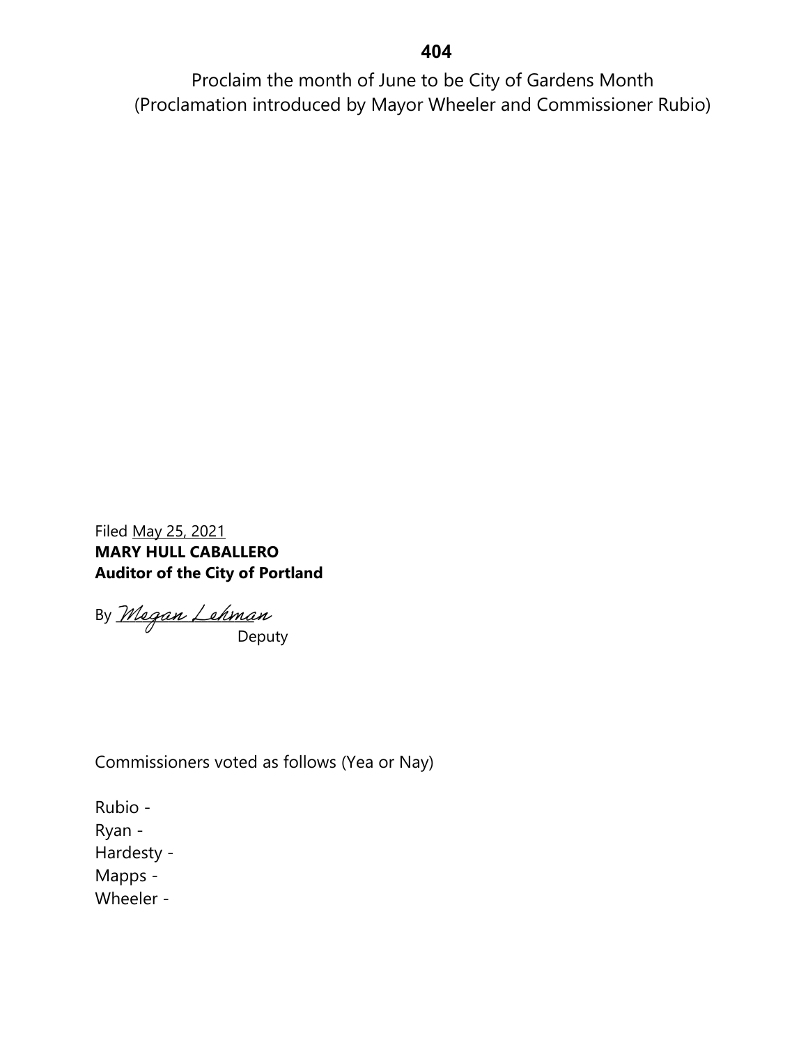**404**

Proclaim the month of June to be City of Gardens Month
(Proclamation introduced by Mayor Wheeler and Commissioner Rubio)

Filed May 25, 2021
**MARY HULL CABALLERO**
**Auditor of the City of Portland**

By *Megan Lehman*
Deputy

Commissioners voted as follows (Yea or Nay)

Rubio -
Ryan -
Hardesty -
Mapps -
Wheeler -